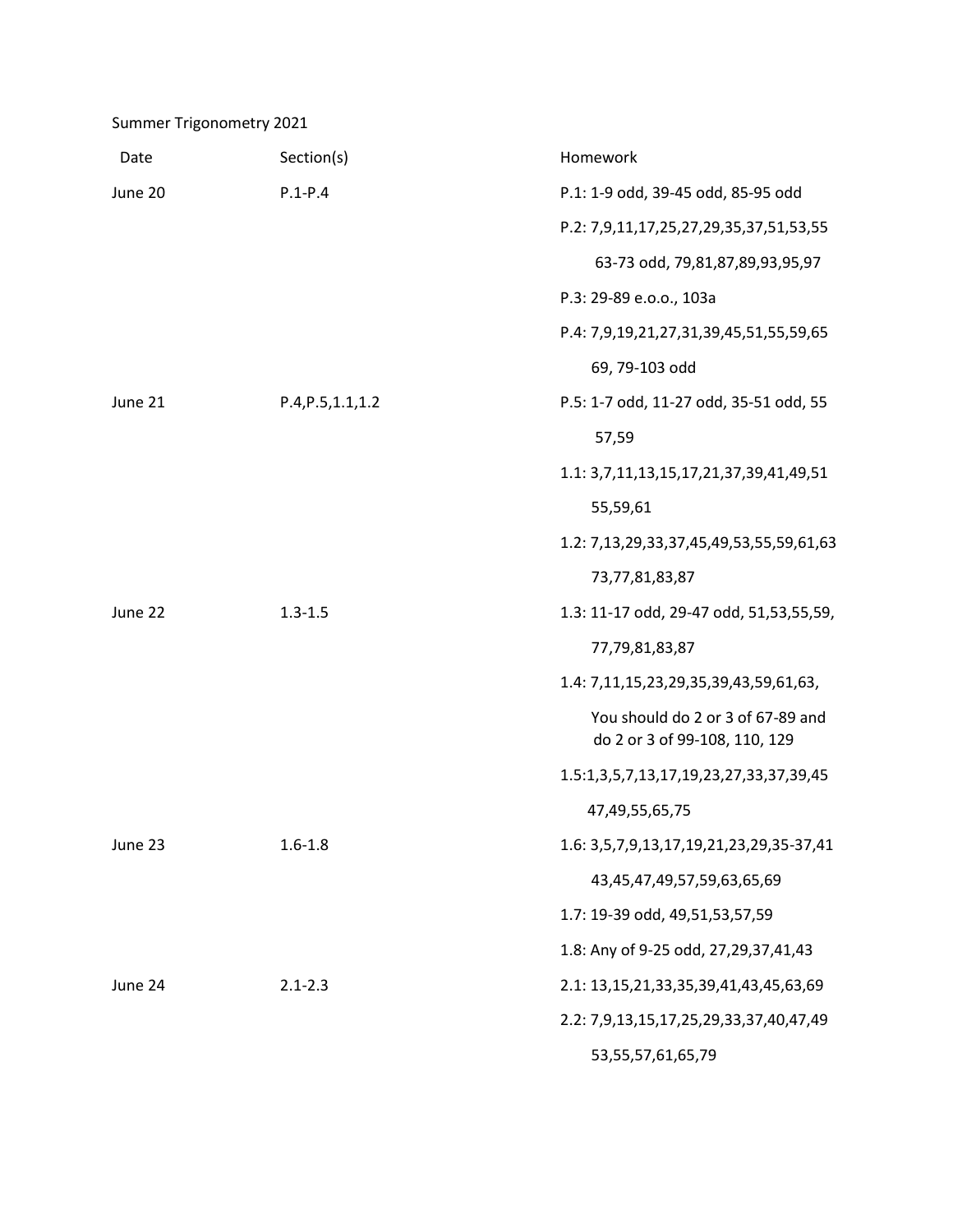Summer Trigonometry 2021

| Date | Section(s) | Homework |
| --- | --- | --- |
| June 20 | P.1-P.4 | P.1: 1-9 odd, 39-45 odd, 85-95 odd |
| | | P.2: 7,9,11,17,25,27,29,35,37,51,53,55 63-73 odd, 79,81,87,89,93,95,97 |
| | | P.3: 29-89 e.o.o., 103a |
| | | P.4: 7,9,19,21,27,31,39,45,51,55,59,65 69, 79-103 odd |
| June 21 | P.4,P.5,1.1,1.2 | P.5: 1-7 odd, 11-27 odd, 35-51 odd, 55 57,59 |
| | | 1.1: 3,7,11,13,15,17,21,37,39,41,49,51 55,59,61 |
| | | 1.2: 7,13,29,33,37,45,49,53,55,59,61,63 73,77,81,83,87 |
| June 22 | 1.3-1.5 | 1.3: 11-17 odd, 29-47 odd, 51,53,55,59, 77,79,81,83,87 |
| | | 1.4: 7,11,15,23,29,35,39,43,59,61,63, You should do 2 or 3 of 67-89 and do 2 or 3 of 99-108, 110, 129 |
| | | 1.5:1,3,5,7,13,17,19,23,27,33,37,39,45 47,49,55,65,75 |
| June 23 | 1.6-1.8 | 1.6: 3,5,7,9,13,17,19,21,23,29,35-37,41 43,45,47,49,57,59,63,65,69 |
| | | 1.7: 19-39 odd, 49,51,53,57,59 |
| | | 1.8: Any of 9-25 odd, 27,29,37,41,43 |
| June 24 | 2.1-2.3 | 2.1: 13,15,21,33,35,39,41,43,45,63,69 |
| | | 2.2: 7,9,13,15,17,25,29,33,37,40,47,49 53,55,57,61,65,79 |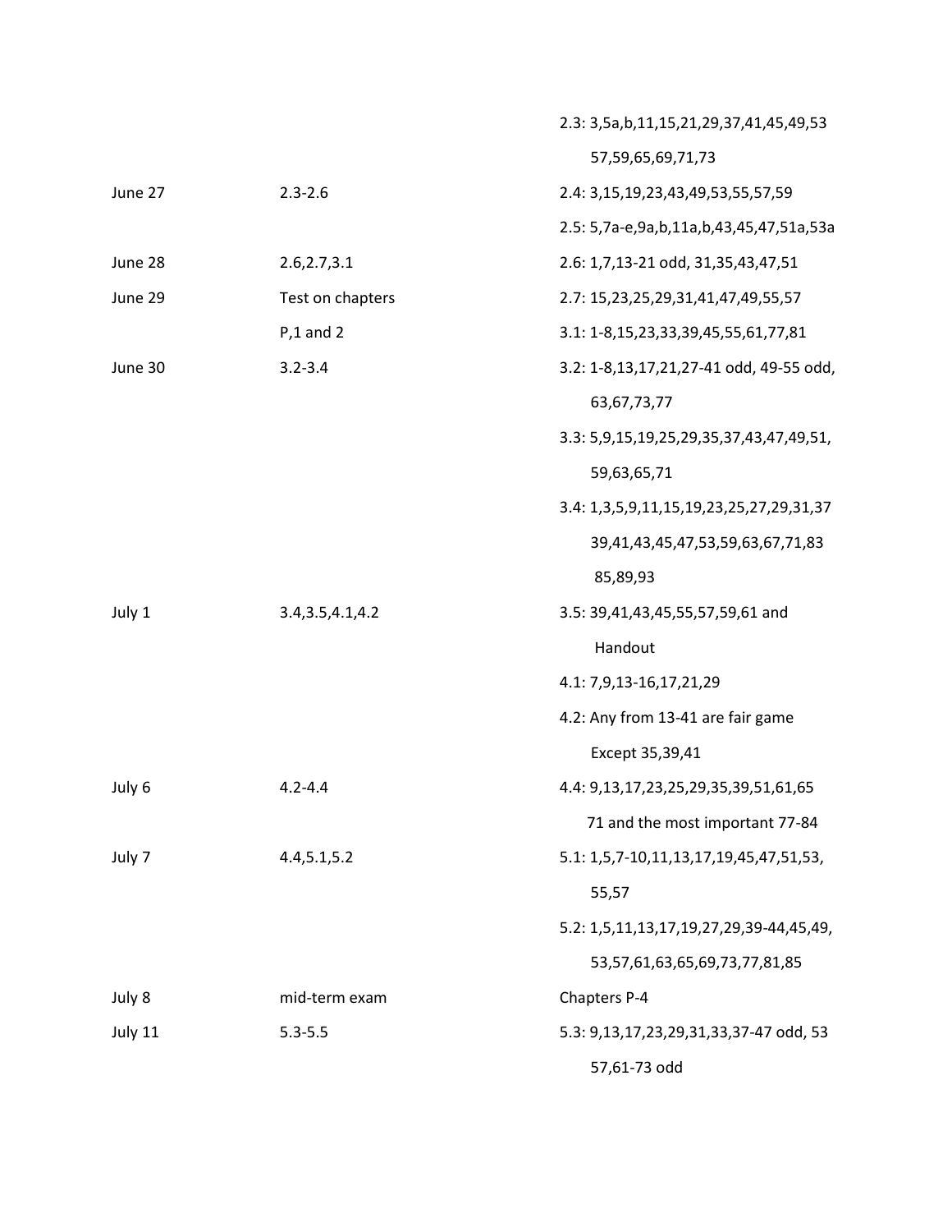| | | |
|---|---|---|
| | | 2.3: 3,5a,b,11,15,21,29,37,41,45,49,53 57,59,65,69,71,73 |
| June 27 | 2.3-2.6 | 2.4: 3,15,19,23,43,49,53,55,57,59 |
| | | 2.5: 5,7a-e,9a,b,11a,b,43,45,47,51a,53a |
| June 28 | 2.6,2.7,3.1 | 2.6: 1,7,13-21 odd, 31,35,43,47,51 |
| June 29 | Test on chapters P,1 and 2 | 2.7: 15,23,25,29,31,41,47,49,55,57 |
| | | 3.1: 1-8,15,23,33,39,45,55,61,77,81 |
| June 30 | 3.2-3.4 | 3.2: 1-8,13,17,21,27-41 odd, 49-55 odd, 63,67,73,77 |
| | | 3.3: 5,9,15,19,25,29,35,37,43,47,49,51, 59,63,65,71 |
| | | 3.4: 1,3,5,9,11,15,19,23,25,27,29,31,37 39,41,43,45,47,53,59,63,67,71,83 85,89,93 |
| July 1 | 3.4,3.5,4.1,4.2 | 3.5: 39,41,43,45,55,57,59,61 and Handout |
| | | 4.1: 7,9,13-16,17,21,29 |
| | | 4.2: Any from 13-41 are fair game Except 35,39,41 |
| July 6 | 4.2-4.4 | 4.4: 9,13,17,23,25,29,35,39,51,61,65 71 and the most important 77-84 |
| July 7 | 4.4,5.1,5.2 | 5.1: 1,5,7-10,11,13,17,19,45,47,51,53, 55,57 |
| | | 5.2: 1,5,11,13,17,19,27,29,39-44,45,49, 53,57,61,63,65,69,73,77,81,85 |
| July 8 | mid-term exam | Chapters P-4 |
| July 11 | 5.3-5.5 | 5.3: 9,13,17,23,29,31,33,37-47 odd, 53 57,61-73 odd |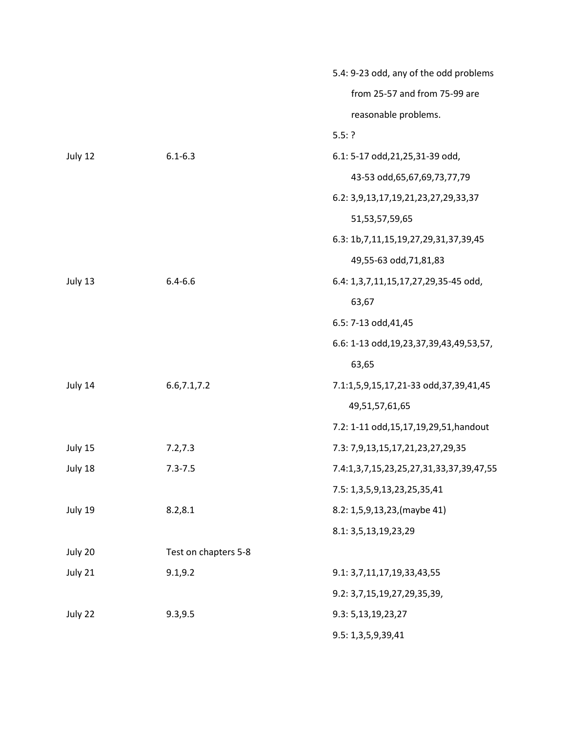| | | |
|---|---|---|
| | | 5.4: 9-23 odd, any of the odd problems from 25-57 and from 75-99 are reasonable problems. |
| | | 5.5: ? |
| July 12 | 6.1-6.3 | 6.1: 5-17 odd,21,25,31-39 odd, 43-53 odd,65,67,69,73,77,79 |
| | | 6.2: 3,9,13,17,19,21,23,27,29,33,37 51,53,57,59,65 |
| | | 6.3: 1b,7,11,15,19,27,29,31,37,39,45 49,55-63 odd,71,81,83 |
| July 13 | 6.4-6.6 | 6.4: 1,3,7,11,15,17,27,29,35-45 odd, 63,67 |
| | | 6.5: 7-13 odd,41,45 |
| | | 6.6: 1-13 odd,19,23,37,39,43,49,53,57, 63,65 |
| July 14 | 6.6,7.1,7.2 | 7.1:1,5,9,15,17,21-33 odd,37,39,41,45 49,51,57,61,65 |
| | | 7.2: 1-11 odd,15,17,19,29,51,handout |
| July 15 | 7.2,7.3 | 7.3: 7,9,13,15,17,21,23,27,29,35 |
| July 18 | 7.3-7.5 | 7.4:1,3,7,15,23,25,27,31,33,37,39,47,55 |
| | | 7.5: 1,3,5,9,13,23,25,35,41 |
| July 19 | 8.2,8.1 | 8.2: 1,5,9,13,23,(maybe 41) |
| | | 8.1: 3,5,13,19,23,29 |
| July 20 | Test on chapters 5-8 | |
| July 21 | 9.1,9.2 | 9.1: 3,7,11,17,19,33,43,55 |
| | | 9.2: 3,7,15,19,27,29,35,39, |
| July 22 | 9.3,9.5 | 9.3: 5,13,19,23,27 |
| | | 9.5: 1,3,5,9,39,41 |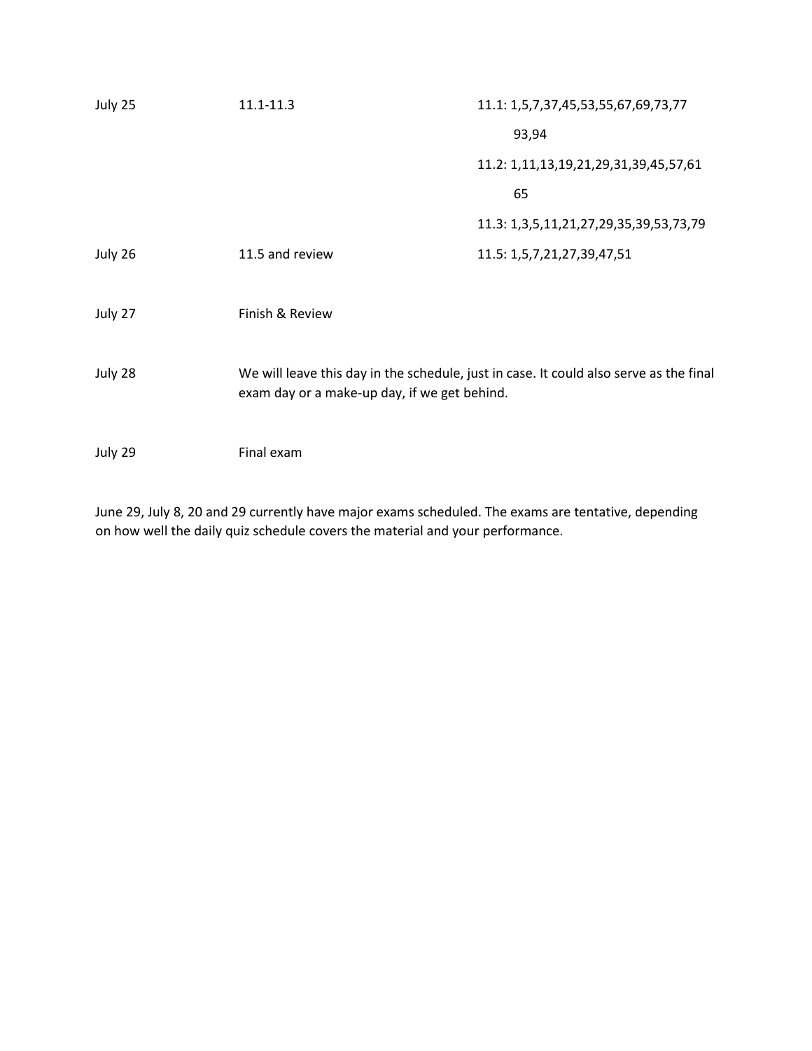| | | |
|---|---|---|
| July 25 | 11.1-11.3 | 11.1: 1,5,7,37,45,53,55,67,69,73,77<br>93,94<br>11.2: 1,11,13,19,21,29,31,39,45,57,61<br>65<br>11.3: 1,3,5,11,21,27,29,35,39,53,73,79 |
| July 26 | 11.5 and review | 11.5: 1,5,7,21,27,39,47,51 |
| July 27 | Finish & Review | |
| July 28 | We will leave this day in the schedule, just in case. It could also serve as the final exam day or a make-up day, if we get behind. | |
| July 29 | Final exam | |

June 29, July 8, 20 and 29 currently have major exams scheduled. The exams are tentative, depending on how well the daily quiz schedule covers the material and your performance.